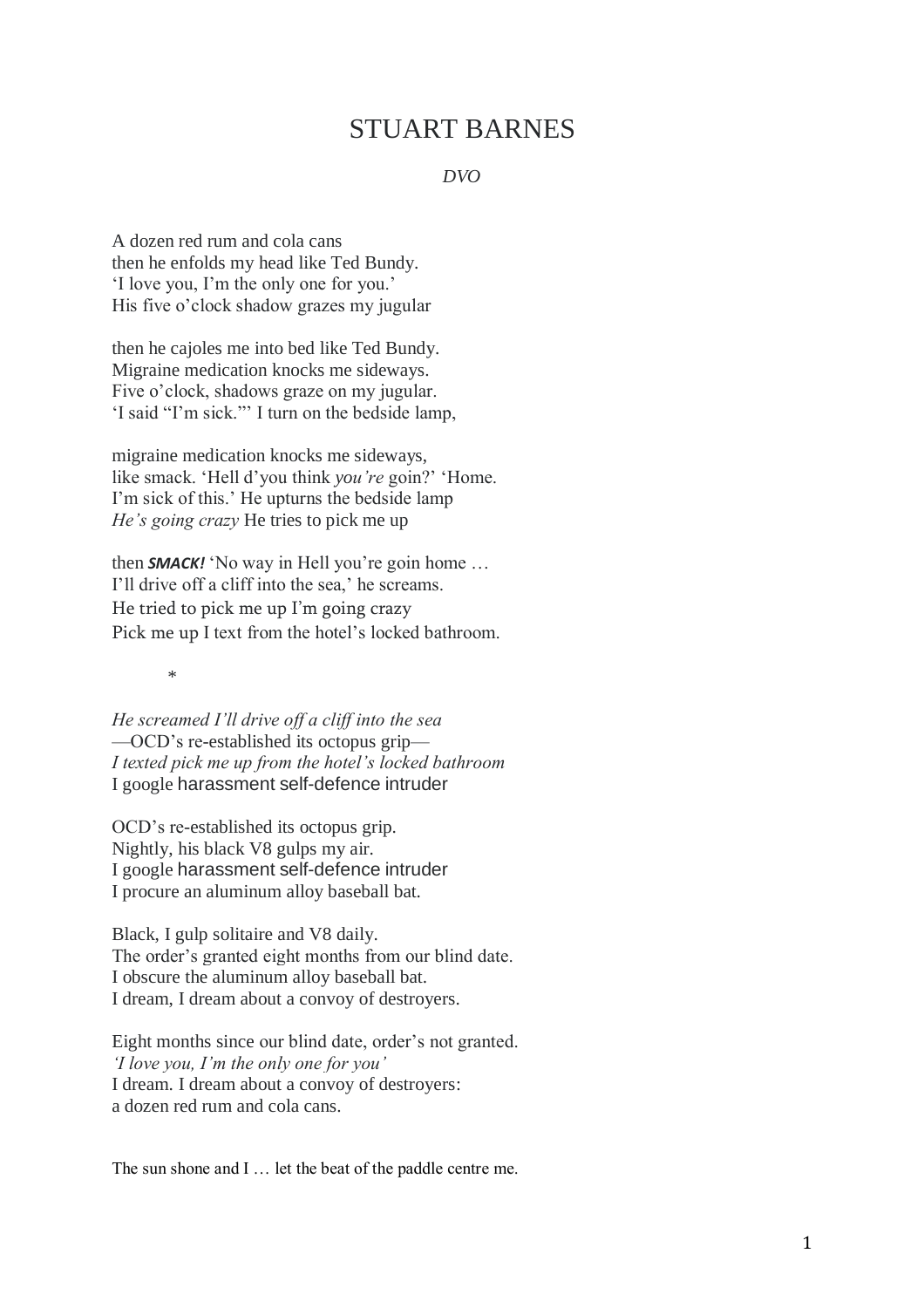# STUART BARNES

*DVO*

A dozen red rum and cola cans  
then he enfolds my head like Ted Bundy.  
'I love you, I'm the only one for you.'  
His five o'clock shadow grazes my jugular

then he cajoles me into bed like Ted Bundy.  
Migraine medication knocks me sideways.  
Five o'clock, shadows graze on my jugular.  
'I said "I'm sick."' I turn on the bedside lamp,

migraine medication knocks me sideways,  
like smack. 'Hell d'you think *you're* goin?' 'Home.  
I'm sick of this.' He upturns the bedside lamp  
*He's going crazy* He tries to pick me up

then ***SMACK!*** 'No way in Hell you're goin home …  
I'll drive off a cliff into the sea,' he screams.  
He tried to pick me up I'm going crazy  
Pick me up I text from the hotel's locked bathroom.

*

*He screamed I'll drive off a cliff into the sea*  
—OCD's re-established its octopus grip—  
*I texted pick me up from the hotel's locked bathroom*  
I google harassment self-defence intruder

OCD's re-established its octopus grip.  
Nightly, his black V8 gulps my air.  
I google harassment self-defence intruder  
I procure an aluminum alloy baseball bat.

Black, I gulp solitaire and V8 daily.  
The order's granted eight months from our blind date.  
I obscure the aluminum alloy baseball bat.  
I dream, I dream about a convoy of destroyers.

Eight months since our blind date, order's not granted.  
*'I love you, I'm the only one for you'*  
I dream. I dream about a convoy of destroyers:  
a dozen red rum and cola cans.

The sun shone and I … let the beat of the paddle centre me.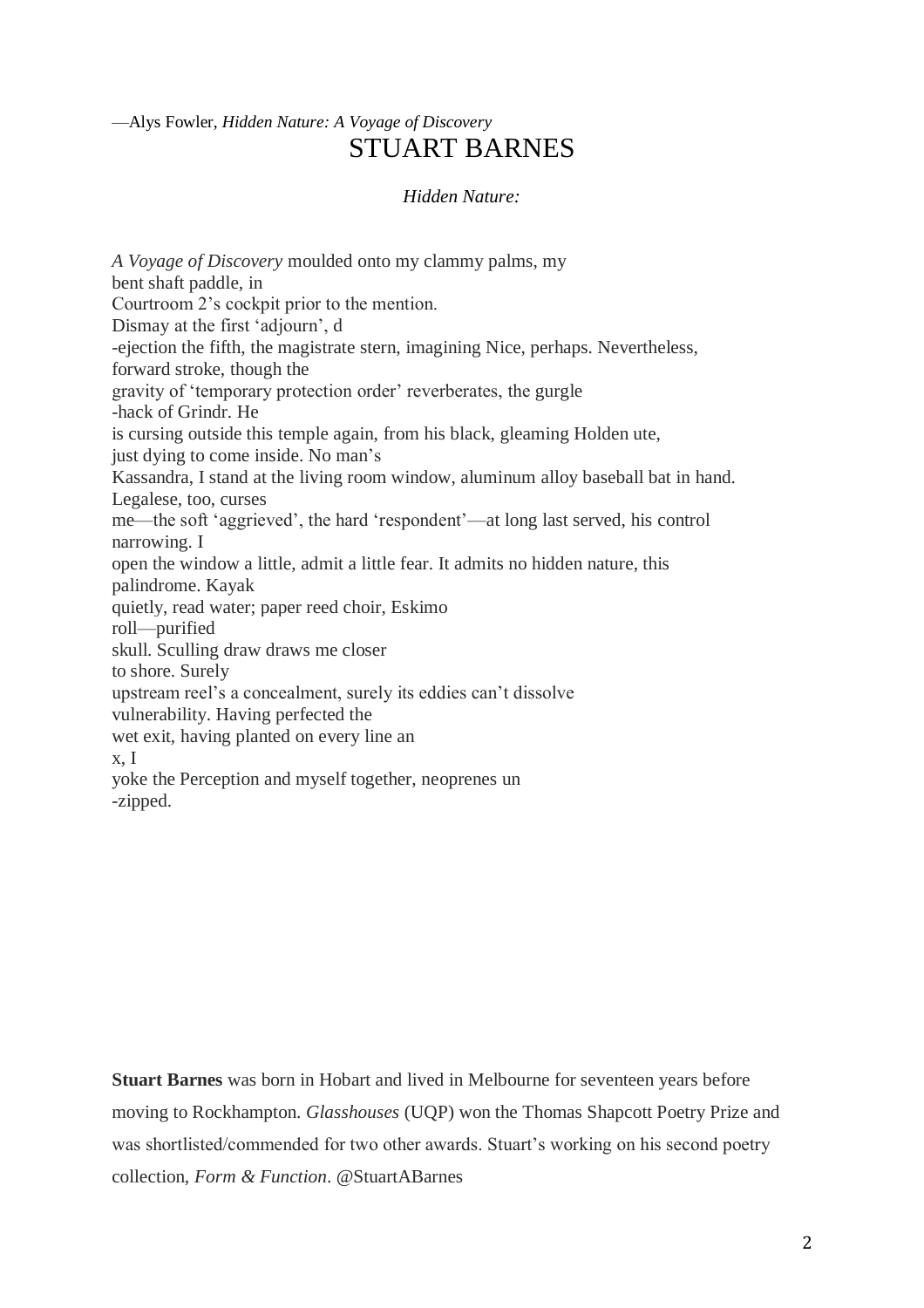—Alys Fowler, *Hidden Nature: A Voyage of Discovery*

# STUART BARNES

### *Hidden Nature:*

*A Voyage of Discovery* moulded onto my clammy palms, my
bent shaft paddle, in
Courtroom 2's cockpit prior to the mention.
Dismay at the first 'adjourn', d
-ejection the fifth, the magistrate stern, imagining Nice, perhaps. Nevertheless,
forward stroke, though the
gravity of 'temporary protection order' reverberates, the gurgle
-hack of Grindr. He
is cursing outside this temple again, from his black, gleaming Holden ute,
just dying to come inside. No man's
Kassandra, I stand at the living room window, aluminum alloy baseball bat in hand.
Legalese, too, curses
me—the soft 'aggrieved', the hard 'respondent'—at long last served, his control
narrowing. I
open the window a little, admit a little fear. It admits no hidden nature, this
palindrome. Kayak
quietly, read water; paper reed choir, Eskimo
roll—purified
skull. Sculling draw draws me closer
to shore. Surely
upstream reel's a concealment, surely its eddies can't dissolve
vulnerability. Having perfected the
wet exit, having planted on every line an
x, I
yoke the Perception and myself together, neoprenes un
-zipped.

**Stuart Barnes** was born in Hobart and lived in Melbourne for seventeen years before moving to Rockhampton. *Glasshouses* (UQP) won the Thomas Shapcott Poetry Prize and was shortlisted/commended for two other awards. Stuart's working on his second poetry collection, *Form & Function*. @StuartABarnes